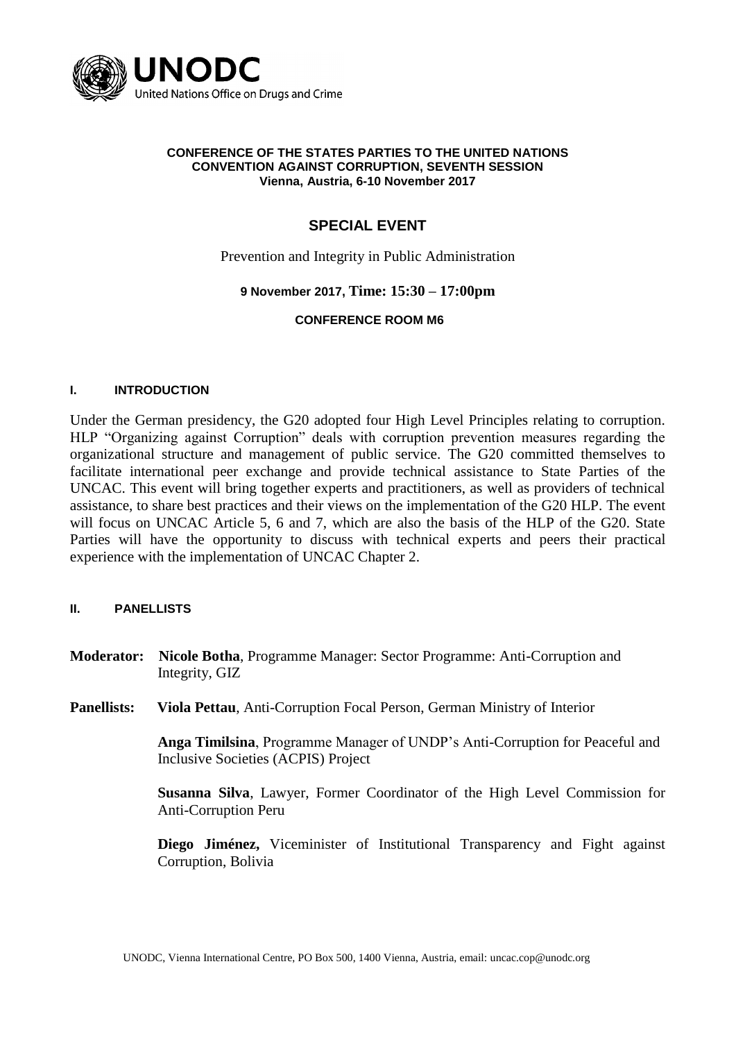UNODC
United Nations Office on Drugs and Crime

**CONFERENCE OF THE STATES PARTIES TO THE UNITED NATIONS CONVENTION AGAINST CORRUPTION, SEVENTH SESSION**
**Vienna, Austria, 6-10 November 2017**

# SPECIAL EVENT

Prevention and Integrity in Public Administration

**9 November 2017, Time: 15:30 – 17:00pm**

**CONFERENCE ROOM M6**

## I. INTRODUCTION

Under the German presidency, the G20 adopted four High Level Principles relating to corruption. HLP "Organizing against Corruption" deals with corruption prevention measures regarding the organizational structure and management of public service. The G20 committed themselves to facilitate international peer exchange and provide technical assistance to State Parties of the UNCAC. This event will bring together experts and practitioners, as well as providers of technical assistance, to share best practices and their views on the implementation of the G20 HLP. The event will focus on UNCAC Article 5, 6 and 7, which are also the basis of the HLP of the G20. State Parties will have the opportunity to discuss with technical experts and peers their practical experience with the implementation of UNCAC Chapter 2.

## II. PANELLISTS

**Moderator:** **Nicole Botha**, Programme Manager: Sector Programme: Anti-Corruption and Integrity, GIZ

**Panellists:** **Viola Pettau**, Anti-Corruption Focal Person, German Ministry of Interior

**Anga Timilsina**, Programme Manager of UNDP's Anti-Corruption for Peaceful and Inclusive Societies (ACPIS) Project

**Susanna Silva**, Lawyer, Former Coordinator of the High Level Commission for Anti-Corruption Peru

**Diego Jiménez,** Viceminister of Institutional Transparency and Fight against Corruption, Bolivia

UNODC, Vienna International Centre, PO Box 500, 1400 Vienna, Austria, email: uncac.cop@unodc.org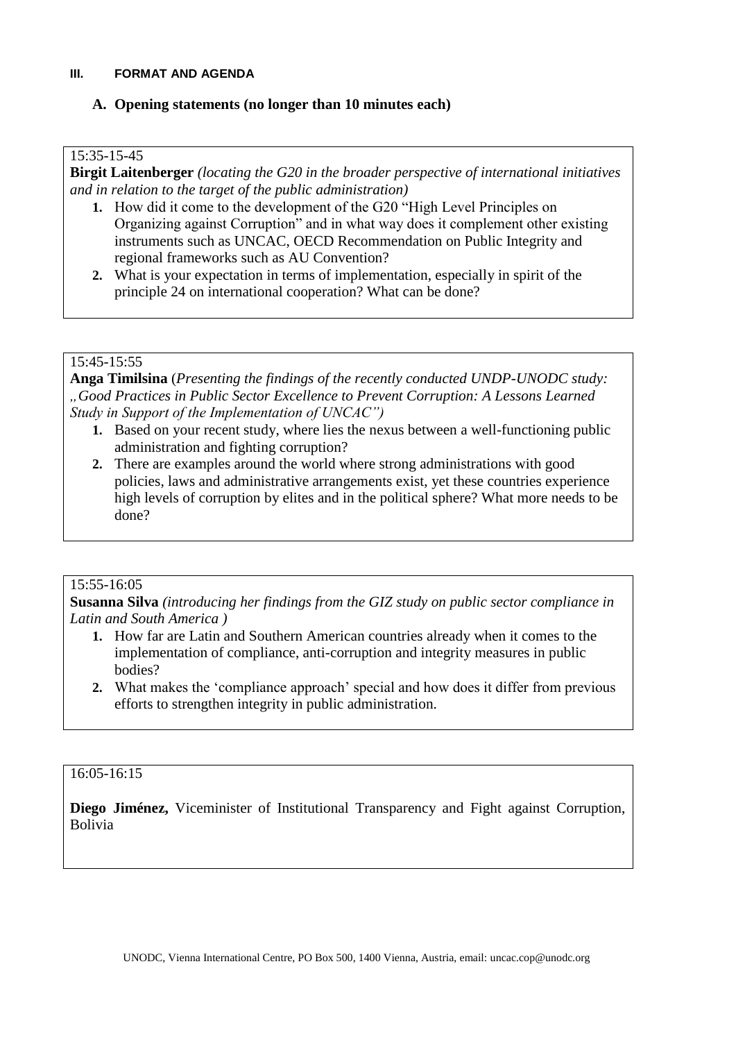### III. FORMAT AND AGENDA

#### A. Opening statements (no longer than 10 minutes each)

15:35-15-45

**Birgit Laitenberger** *(locating the G20 in the broader perspective of international initiatives and in relation to the target of the public administration)*

1. How did it come to the development of the G20 "High Level Principles on Organizing against Corruption" and in what way does it complement other existing instruments such as UNCAC, OECD Recommendation on Public Integrity and regional frameworks such as AU Convention?
2. What is your expectation in terms of implementation, especially in spirit of the principle 24 on international cooperation? What can be done?

15:45-15:55

**Anga Timilsina** (*Presenting the findings of the recently conducted UNDP-UNODC study: „Good Practices in Public Sector Excellence to Prevent Corruption: A Lessons Learned Study in Support of the Implementation of UNCAC")*

1. Based on your recent study, where lies the nexus between a well-functioning public administration and fighting corruption?
2. There are examples around the world where strong administrations with good policies, laws and administrative arrangements exist, yet these countries experience high levels of corruption by elites and in the political sphere? What more needs to be done?

15:55-16:05

**Susanna Silva** *(introducing her findings from the GIZ study on public sector compliance in Latin and South America )*

1. How far are Latin and Southern American countries already when it comes to the implementation of compliance, anti-corruption and integrity measures in public bodies?
2. What makes the 'compliance approach' special and how does it differ from previous efforts to strengthen integrity in public administration.

16:05-16:15

**Diego Jiménez,** Viceminister of Institutional Transparency and Fight against Corruption, Bolivia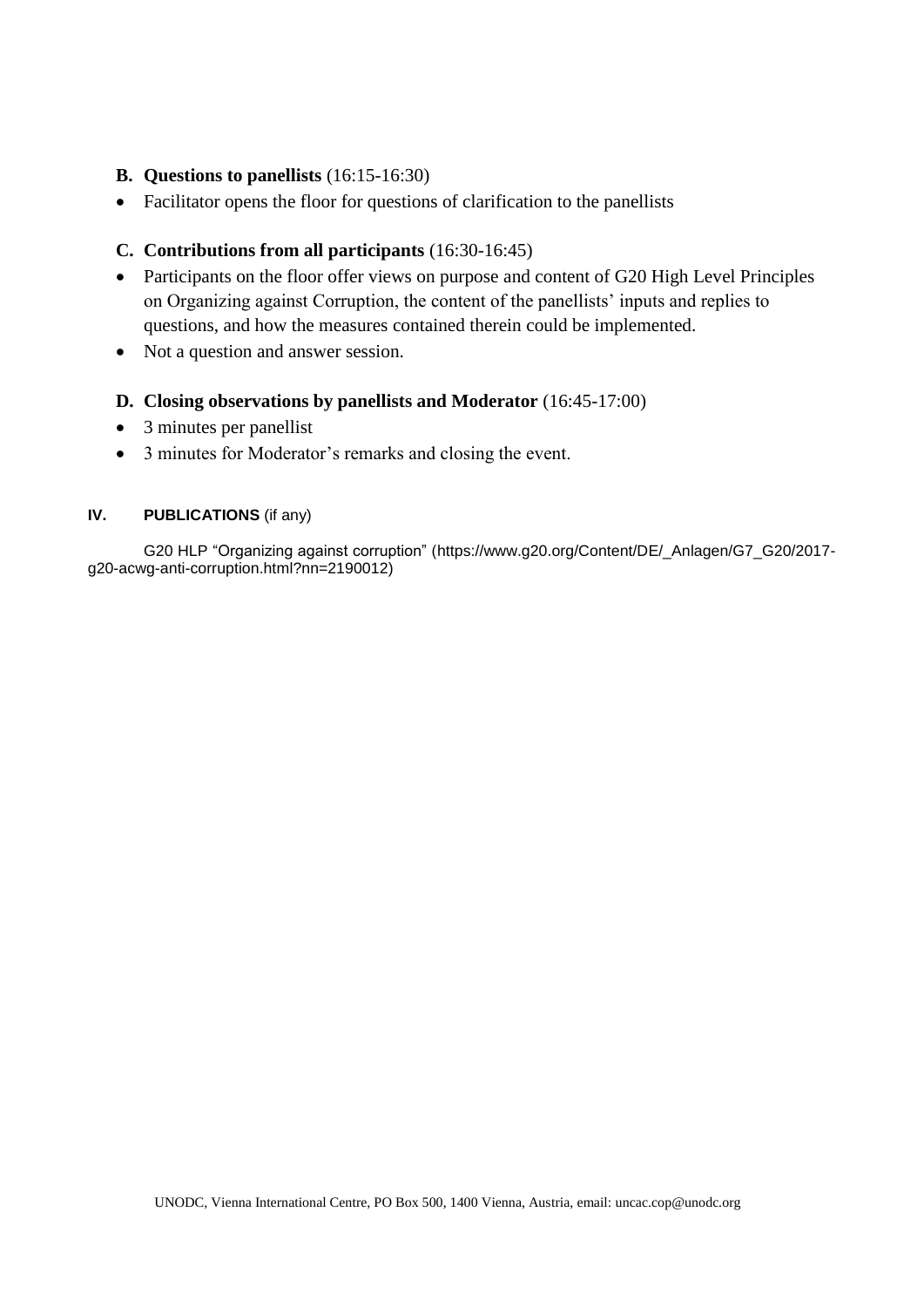### B. Questions to panellists (16:15-16:30)

- Facilitator opens the floor for questions of clarification to the panellists

### C. Contributions from all participants (16:30-16:45)

- Participants on the floor offer views on purpose and content of G20 High Level Principles on Organizing against Corruption, the content of the panellists' inputs and replies to questions, and how the measures contained therein could be implemented.
- Not a question and answer session.

### D. Closing observations by panellists and Moderator (16:45-17:00)

- 3 minutes per panellist
- 3 minutes for Moderator's remarks and closing the event.

## IV. PUBLICATIONS (if any)

G20 HLP "Organizing against corruption" (https://www.g20.org/Content/DE/_Anlagen/G7_G20/2017-g20-acwg-anti-corruption.html?nn=2190012)

UNODC, Vienna International Centre, PO Box 500, 1400 Vienna, Austria, email: uncac.cop@unodc.org